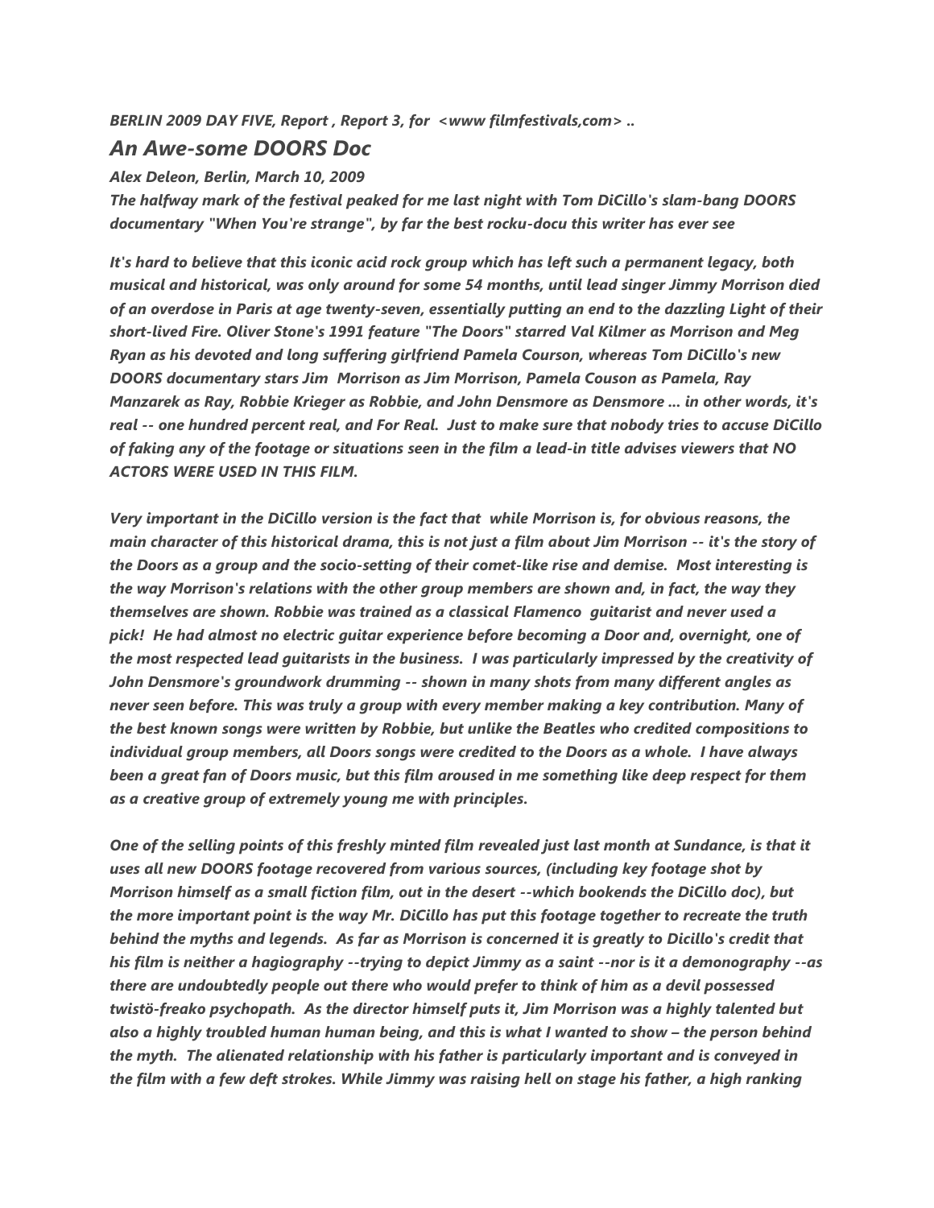*BERLIN 2009 DAY FIVE, Report , Report 3, for <www filmfestivals,com> ..*

## *An Awe-some DOORS Doc*

*Alex Deleon, Berlin, March 10, 2009*

*The halfway mark of the festival peaked for me last night with Tom DiCillo's slam-bang DOORS documentary "When You're strange", by far the best rocku-docu this writer has ever see*

*It's hard to believe that this iconic acid rock group which has left such a permanent legacy, both musical and historical, was only around for some 54 months, until lead singer Jimmy Morrison died of an overdose in Paris at age twenty-seven, essentially putting an end to the dazzling Light of their short-lived Fire. Oliver Stone's 1991 feature "The Doors" starred Val Kilmer as Morrison and Meg Ryan as his devoted and long suffering girlfriend Pamela Courson, whereas Tom DiCillo's new DOORS documentary stars Jim Morrison as Jim Morrison, Pamela Couson as Pamela, Ray Manzarek as Ray, Robbie Krieger as Robbie, and John Densmore as Densmore ... in other words, it's real -- one hundred percent real, and For Real. Just to make sure that nobody tries to accuse DiCillo of faking any of the footage or situations seen in the film a lead-in title advises viewers that NO ACTORS WERE USED IN THIS FILM.*

*Very important in the DiCillo version is the fact that while Morrison is, for obvious reasons, the main character of this historical drama, this is not just a film about Jim Morrison -- it's the story of the Doors as a group and the socio-setting of their comet-like rise and demise. Most interesting is the way Morrison's relations with the other group members are shown and, in fact, the way they themselves are shown. Robbie was trained as a classical Flamenco guitarist and never used a pick! He had almost no electric guitar experience before becoming a Door and, overnight, one of the most respected lead guitarists in the business. I was particularly impressed by the creativity of John Densmore's groundwork drumming -- shown in many shots from many different angles as never seen before. This was truly a group with every member making a key contribution. Many of the best known songs were written by Robbie, but unlike the Beatles who credited compositions to individual group members, all Doors songs were credited to the Doors as a whole. I have always been a great fan of Doors music, but this film aroused in me something like deep respect for them as a creative group of extremely young me with principles.*

*One of the selling points of this freshly minted film revealed just last month at Sundance, is that it uses all new DOORS footage recovered from various sources, (including key footage shot by Morrison himself as a small fiction film, out in the desert --which bookends the DiCillo doc), but the more important point is the way Mr. DiCillo has put this footage together to recreate the truth behind the myths and legends. As far as Morrison is concerned it is greatly to Dicillo's credit that his film is neither a hagiography --trying to depict Jimmy as a saint --nor is it a demonography --as there are undoubtedly people out there who would prefer to think of him as a devil possessed twistö-freako psychopath. As the director himself puts it, Jim Morrison was a highly talented but also a highly troubled human human being, and this is what I wanted to show – the person behind the myth. The alienated relationship with his father is particularly important and is conveyed in the film with a few deft strokes. While Jimmy was raising hell on stage his father, a high ranking*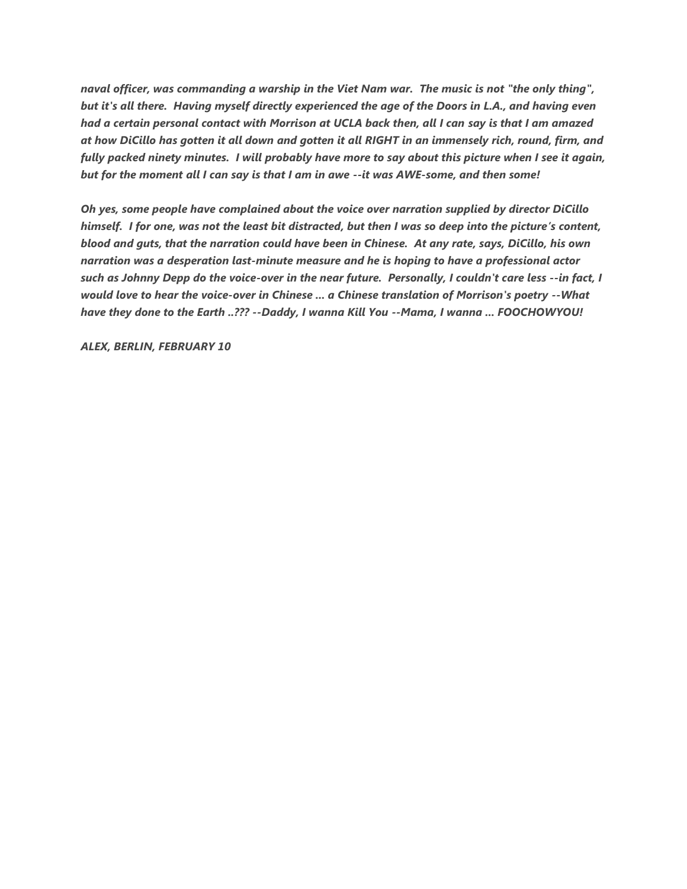*naval officer, was commanding a warship in the Viet Nam war.  The music is not "the only thing", but it's all there.  Having myself directly experienced the age of the Doors in L.A., and having even had a certain personal contact with Morrison at UCLA back then, all I can say is that I am amazed at how DiCillo has gotten it all down and gotten it all RIGHT in an immensely rich, round, firm, and fully packed ninety minutes.  I will probably have more to say about this picture when I see it again, but for the moment all I can say is that I am in awe --it was AWE-some, and then some!***

***Oh yes, some people have complained about the voice over narration supplied by director DiCillo himself.  I for one, was not the least bit distracted, but then I was so deep into the picture's content, blood and guts, that the narration could have been in Chinese.  At any rate, says, DiCillo, his own narration was a desperation last-minute measure and he is hoping to have a professional actor such as Johnny Depp do the voice-over in the near future.  Personally, I couldn't care less --in fact, I would love to hear the voice-over in Chinese ... a Chinese translation of Morrison's poetry --What have they done to the Earth ..??? --Daddy, I wanna Kill You --Mama, I wanna ... FOOCHOWYOU!***

***ALEX, BERLIN, FEBRUARY 10***